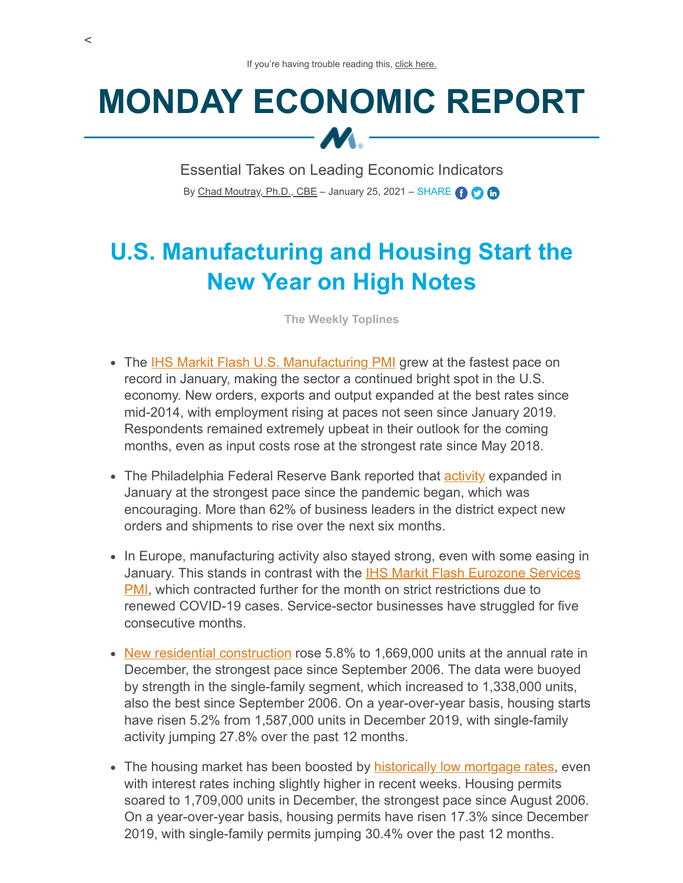<

If you're having trouble reading this, click here.

# MONDAY ECONOMIC REPORT

Essential Takes on Leading Economic Indicators

By Chad Moutray, Ph.D., CBE – January 25, 2021 – SHARE

## U.S. Manufacturing and Housing Start the New Year on High Notes

**The Weekly Toplines**

- The IHS Markit Flash U.S. Manufacturing PMI grew at the fastest pace on record in January, making the sector a continued bright spot in the U.S. economy. New orders, exports and output expanded at the best rates since mid-2014, with employment rising at paces not seen since January 2019. Respondents remained extremely upbeat in their outlook for the coming months, even as input costs rose at the strongest rate since May 2018.

- The Philadelphia Federal Reserve Bank reported that activity expanded in January at the strongest pace since the pandemic began, which was encouraging. More than 62% of business leaders in the district expect new orders and shipments to rise over the next six months.

- In Europe, manufacturing activity also stayed strong, even with some easing in January. This stands in contrast with the IHS Markit Flash Eurozone Services PMI, which contracted further for the month on strict restrictions due to renewed COVID-19 cases. Service-sector businesses have struggled for five consecutive months.

- New residential construction rose 5.8% to 1,669,000 units at the annual rate in December, the strongest pace since September 2006. The data were buoyed by strength in the single-family segment, which increased to 1,338,000 units, also the best since September 2006. On a year-over-year basis, housing starts have risen 5.2% from 1,587,000 units in December 2019, with single-family activity jumping 27.8% over the past 12 months.

- The housing market has been boosted by historically low mortgage rates, even with interest rates inching slightly higher in recent weeks. Housing permits soared to 1,709,000 units in December, the strongest pace since August 2006. On a year-over-year basis, housing permits have risen 17.3% since December 2019, with single-family permits jumping 30.4% over the past 12 months.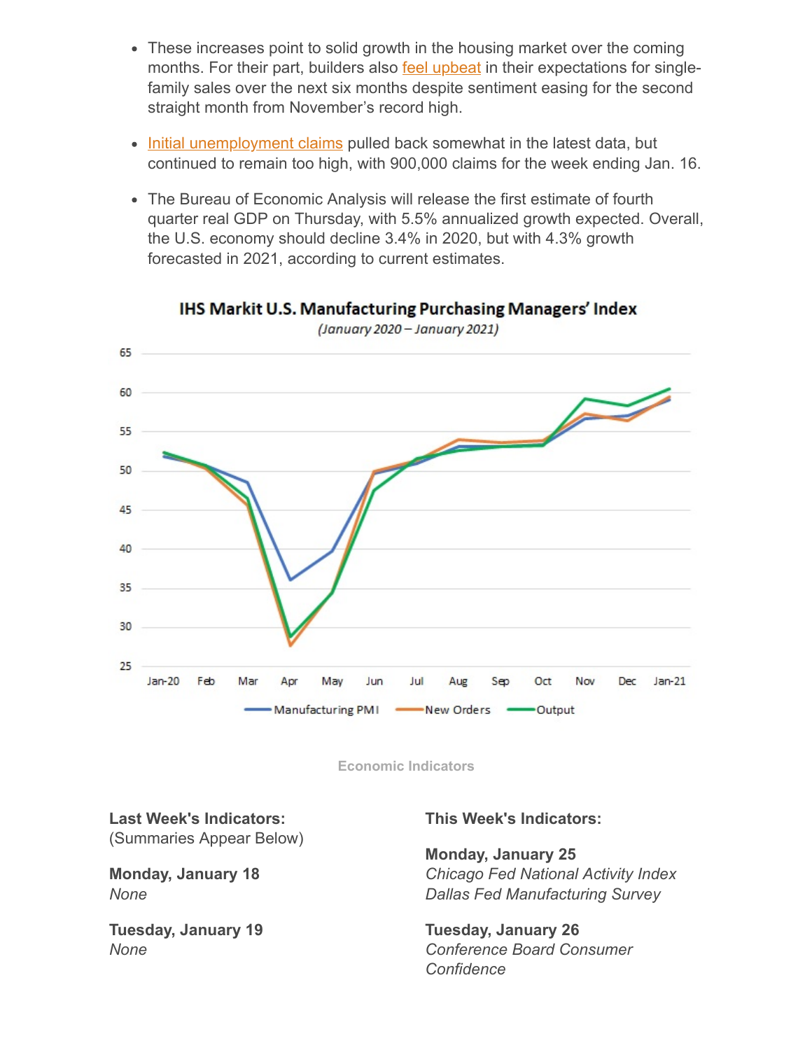- These increases point to solid growth in the housing market over the coming months. For their part, builders also feel upbeat in their expectations for single-family sales over the next six months despite sentiment easing for the second straight month from November's record high.
- Initial unemployment claims pulled back somewhat in the latest data, but continued to remain too high, with 900,000 claims for the week ending Jan. 16.
- The Bureau of Economic Analysis will release the first estimate of fourth quarter real GDP on Thursday, with 5.5% annualized growth expected. Overall, the U.S. economy should decline 3.4% in 2020, but with 4.3% growth forecasted in 2021, according to current estimates.

**IHS Markit U.S. Manufacturing Purchasing Managers' Index**
*(January 2020 – January 2021)*

Economic Indicators

**Last Week's Indicators:**
(Summaries Appear Below)

**Monday, January 18**
*None*

**Tuesday, January 19**
*None*

**This Week's Indicators:**

**Monday, January 25**
*Chicago Fed National Activity Index*
*Dallas Fed Manufacturing Survey*

**Tuesday, January 26**
*Conference Board Consumer Confidence*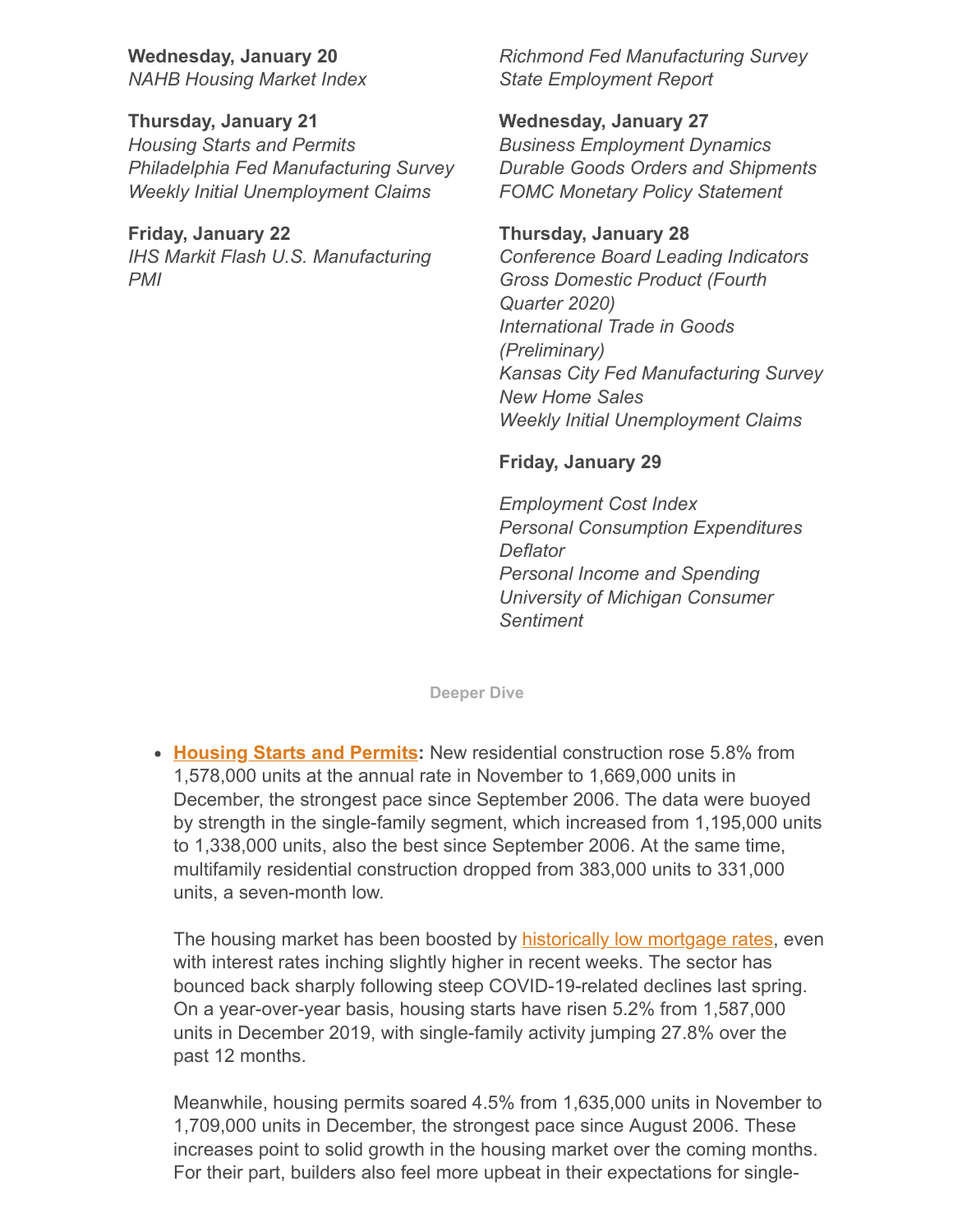**Wednesday, January 20**
*NAHB Housing Market Index*

**Thursday, January 21**
*Housing Starts and Permits*
*Philadelphia Fed Manufacturing Survey*
*Weekly Initial Unemployment Claims*

**Friday, January 22**
*IHS Markit Flash U.S. Manufacturing PMI*

*Richmond Fed Manufacturing Survey*
*State Employment Report*

**Wednesday, January 27**
*Business Employment Dynamics*
*Durable Goods Orders and Shipments*
*FOMC Monetary Policy Statement*

**Thursday, January 28**
*Conference Board Leading Indicators*
*Gross Domestic Product (Fourth Quarter 2020)*
*International Trade in Goods (Preliminary)*
*Kansas City Fed Manufacturing Survey*
*New Home Sales*
*Weekly Initial Unemployment Claims*

**Friday, January 29**

*Employment Cost Index*
*Personal Consumption Expenditures Deflator*
*Personal Income and Spending*
*University of Michigan Consumer Sentiment*

**Deeper Dive**

- **Housing Starts and Permits:** New residential construction rose 5.8% from 1,578,000 units at the annual rate in November to 1,669,000 units in December, the strongest pace since September 2006. The data were buoyed by strength in the single-family segment, which increased from 1,195,000 units to 1,338,000 units, also the best since September 2006. At the same time, multifamily residential construction dropped from 383,000 units to 331,000 units, a seven-month low.

  The housing market has been boosted by historically low mortgage rates, even with interest rates inching slightly higher in recent weeks. The sector has bounced back sharply following steep COVID-19-related declines last spring. On a year-over-year basis, housing starts have risen 5.2% from 1,587,000 units in December 2019, with single-family activity jumping 27.8% over the past 12 months.

  Meanwhile, housing permits soared 4.5% from 1,635,000 units in November to 1,709,000 units in December, the strongest pace since August 2006. These increases point to solid growth in the housing market over the coming months. For their part, builders also feel more upbeat in their expectations for single-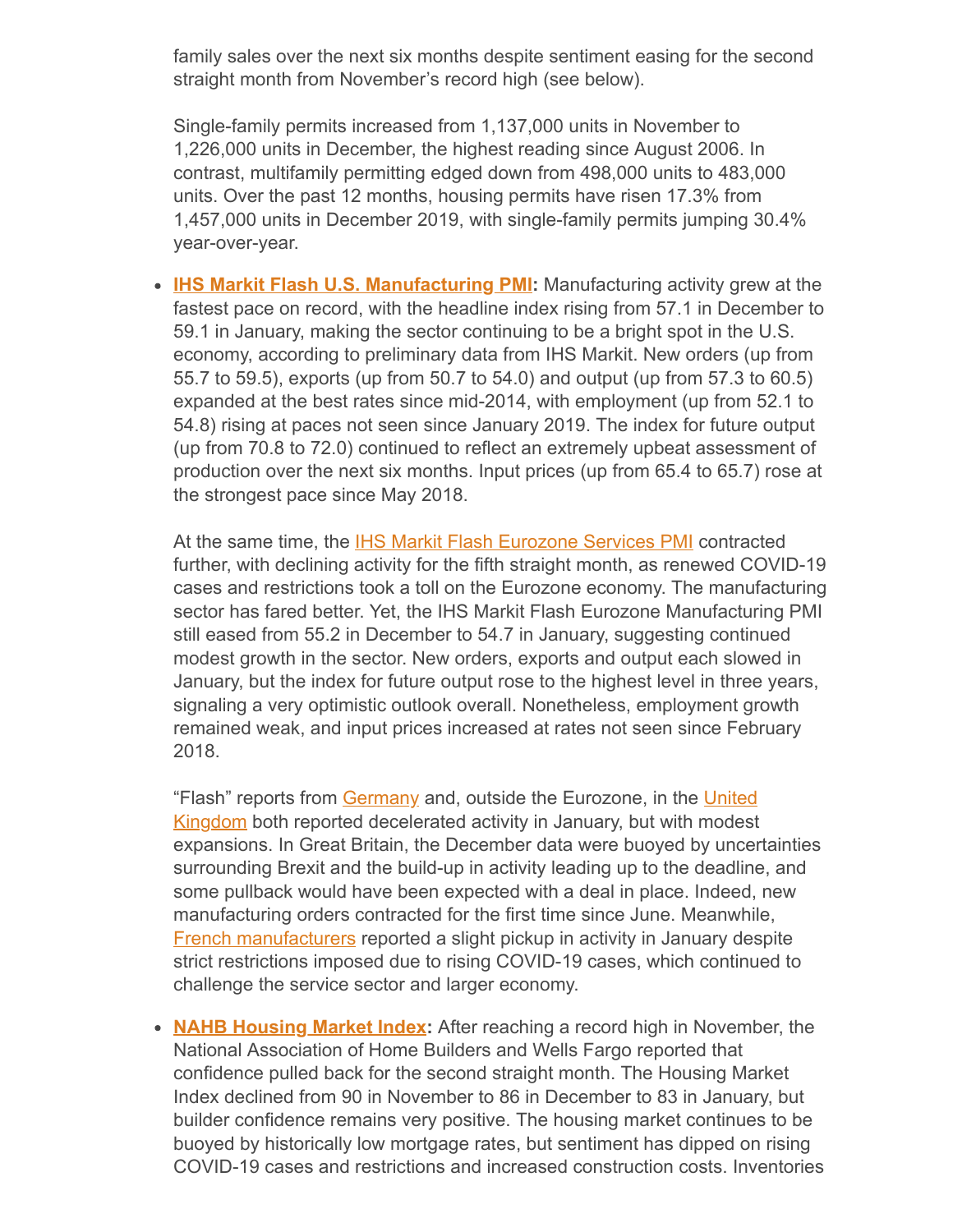family sales over the next six months despite sentiment easing for the second straight month from November's record high (see below).

Single-family permits increased from 1,137,000 units in November to 1,226,000 units in December, the highest reading since August 2006. In contrast, multifamily permitting edged down from 498,000 units to 483,000 units. Over the past 12 months, housing permits have risen 17.3% from 1,457,000 units in December 2019, with single-family permits jumping 30.4% year-over-year.

- **IHS Markit Flash U.S. Manufacturing PMI:** Manufacturing activity grew at the fastest pace on record, with the headline index rising from 57.1 in December to 59.1 in January, making the sector continuing to be a bright spot in the U.S. economy, according to preliminary data from IHS Markit. New orders (up from 55.7 to 59.5), exports (up from 50.7 to 54.0) and output (up from 57.3 to 60.5) expanded at the best rates since mid-2014, with employment (up from 52.1 to 54.8) rising at paces not seen since January 2019. The index for future output (up from 70.8 to 72.0) continued to reflect an extremely upbeat assessment of production over the next six months. Input prices (up from 65.4 to 65.7) rose at the strongest pace since May 2018.

  At the same time, the IHS Markit Flash Eurozone Services PMI contracted further, with declining activity for the fifth straight month, as renewed COVID-19 cases and restrictions took a toll on the Eurozone economy. The manufacturing sector has fared better. Yet, the IHS Markit Flash Eurozone Manufacturing PMI still eased from 55.2 in December to 54.7 in January, suggesting continued modest growth in the sector. New orders, exports and output each slowed in January, but the index for future output rose to the highest level in three years, signaling a very optimistic outlook overall. Nonetheless, employment growth remained weak, and input prices increased at rates not seen since February 2018.

  "Flash" reports from Germany and, outside the Eurozone, in the United Kingdom both reported decelerated activity in January, but with modest expansions. In Great Britain, the December data were buoyed by uncertainties surrounding Brexit and the build-up in activity leading up to the deadline, and some pullback would have been expected with a deal in place. Indeed, new manufacturing orders contracted for the first time since June. Meanwhile, French manufacturers reported a slight pickup in activity in January despite strict restrictions imposed due to rising COVID-19 cases, which continued to challenge the service sector and larger economy.

- **NAHB Housing Market Index:** After reaching a record high in November, the National Association of Home Builders and Wells Fargo reported that confidence pulled back for the second straight month. The Housing Market Index declined from 90 in November to 86 in December to 83 in January, but builder confidence remains very positive. The housing market continues to be buoyed by historically low mortgage rates, but sentiment has dipped on rising COVID-19 cases and restrictions and increased construction costs. Inventories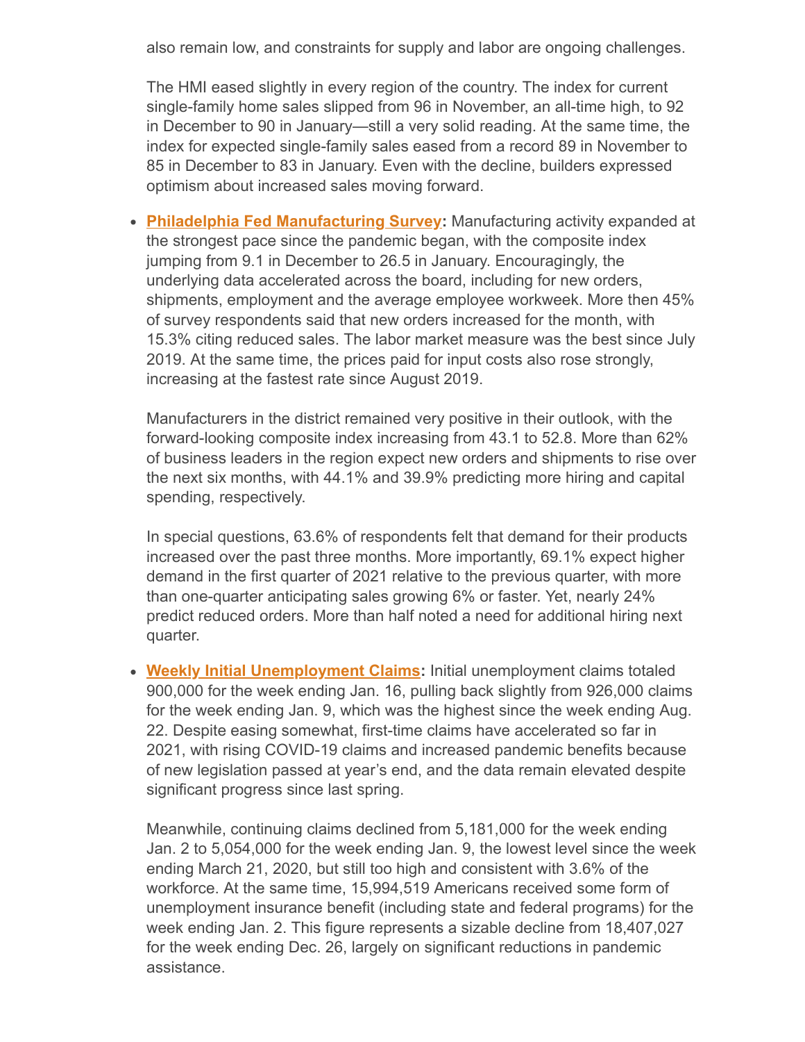also remain low, and constraints for supply and labor are ongoing challenges.

The HMI eased slightly in every region of the country. The index for current single-family home sales slipped from 96 in November, an all-time high, to 92 in December to 90 in January—still a very solid reading. At the same time, the index for expected single-family sales eased from a record 89 in November to 85 in December to 83 in January. Even with the decline, builders expressed optimism about increased sales moving forward.

- **Philadelphia Fed Manufacturing Survey:** Manufacturing activity expanded at the strongest pace since the pandemic began, with the composite index jumping from 9.1 in December to 26.5 in January. Encouragingly, the underlying data accelerated across the board, including for new orders, shipments, employment and the average employee workweek. More then 45% of survey respondents said that new orders increased for the month, with 15.3% citing reduced sales. The labor market measure was the best since July 2019. At the same time, the prices paid for input costs also rose strongly, increasing at the fastest rate since August 2019.

  Manufacturers in the district remained very positive in their outlook, with the forward-looking composite index increasing from 43.1 to 52.8. More than 62% of business leaders in the region expect new orders and shipments to rise over the next six months, with 44.1% and 39.9% predicting more hiring and capital spending, respectively.

  In special questions, 63.6% of respondents felt that demand for their products increased over the past three months. More importantly, 69.1% expect higher demand in the first quarter of 2021 relative to the previous quarter, with more than one-quarter anticipating sales growing 6% or faster. Yet, nearly 24% predict reduced orders. More than half noted a need for additional hiring next quarter.

- **Weekly Initial Unemployment Claims:** Initial unemployment claims totaled 900,000 for the week ending Jan. 16, pulling back slightly from 926,000 claims for the week ending Jan. 9, which was the highest since the week ending Aug. 22. Despite easing somewhat, first-time claims have accelerated so far in 2021, with rising COVID-19 claims and increased pandemic benefits because of new legislation passed at year's end, and the data remain elevated despite significant progress since last spring.

  Meanwhile, continuing claims declined from 5,181,000 for the week ending Jan. 2 to 5,054,000 for the week ending Jan. 9, the lowest level since the week ending March 21, 2020, but still too high and consistent with 3.6% of the workforce. At the same time, 15,994,519 Americans received some form of unemployment insurance benefit (including state and federal programs) for the week ending Jan. 2. This figure represents a sizable decline from 18,407,027 for the week ending Dec. 26, largely on significant reductions in pandemic assistance.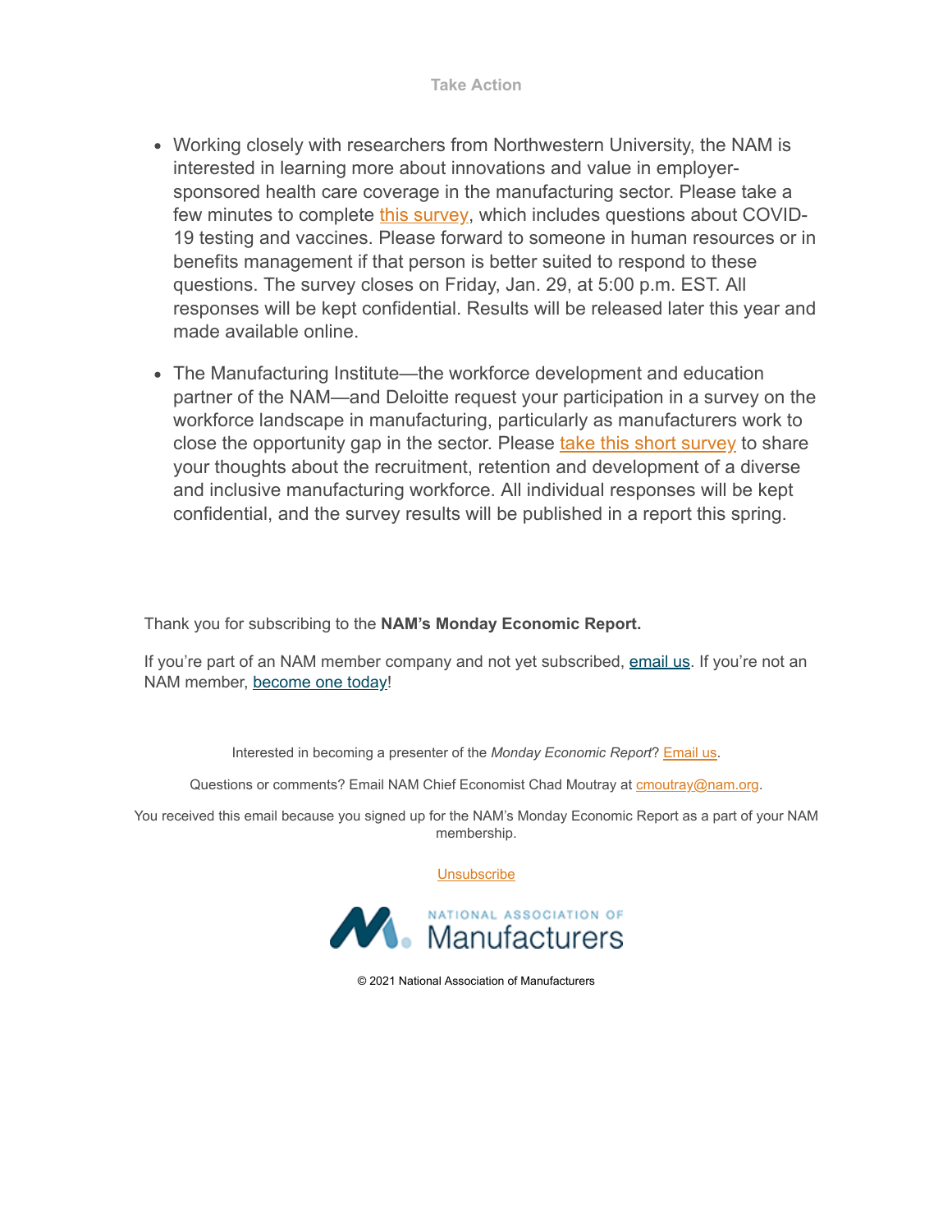## Take Action

- Working closely with researchers from Northwestern University, the NAM is interested in learning more about innovations and value in employer-sponsored health care coverage in the manufacturing sector. Please take a few minutes to complete this survey, which includes questions about COVID-19 testing and vaccines. Please forward to someone in human resources or in benefits management if that person is better suited to respond to these questions. The survey closes on Friday, Jan. 29, at 5:00 p.m. EST. All responses will be kept confidential. Results will be released later this year and made available online.

- The Manufacturing Institute—the workforce development and education partner of the NAM—and Deloitte request your participation in a survey on the workforce landscape in manufacturing, particularly as manufacturers work to close the opportunity gap in the sector. Please take this short survey to share your thoughts about the recruitment, retention and development of a diverse and inclusive manufacturing workforce. All individual responses will be kept confidential, and the survey results will be published in a report this spring.

Thank you for subscribing to the **NAM's Monday Economic Report.**

If you're part of an NAM member company and not yet subscribed, email us. If you're not an NAM member, become one today!

Interested in becoming a presenter of the *Monday Economic Report*? Email us.

Questions or comments? Email NAM Chief Economist Chad Moutray at cmoutray@nam.org.

You received this email because you signed up for the NAM's Monday Economic Report as a part of your NAM membership.

Unsubscribe

NATIONAL ASSOCIATION OF Manufacturers

© 2021 National Association of Manufacturers